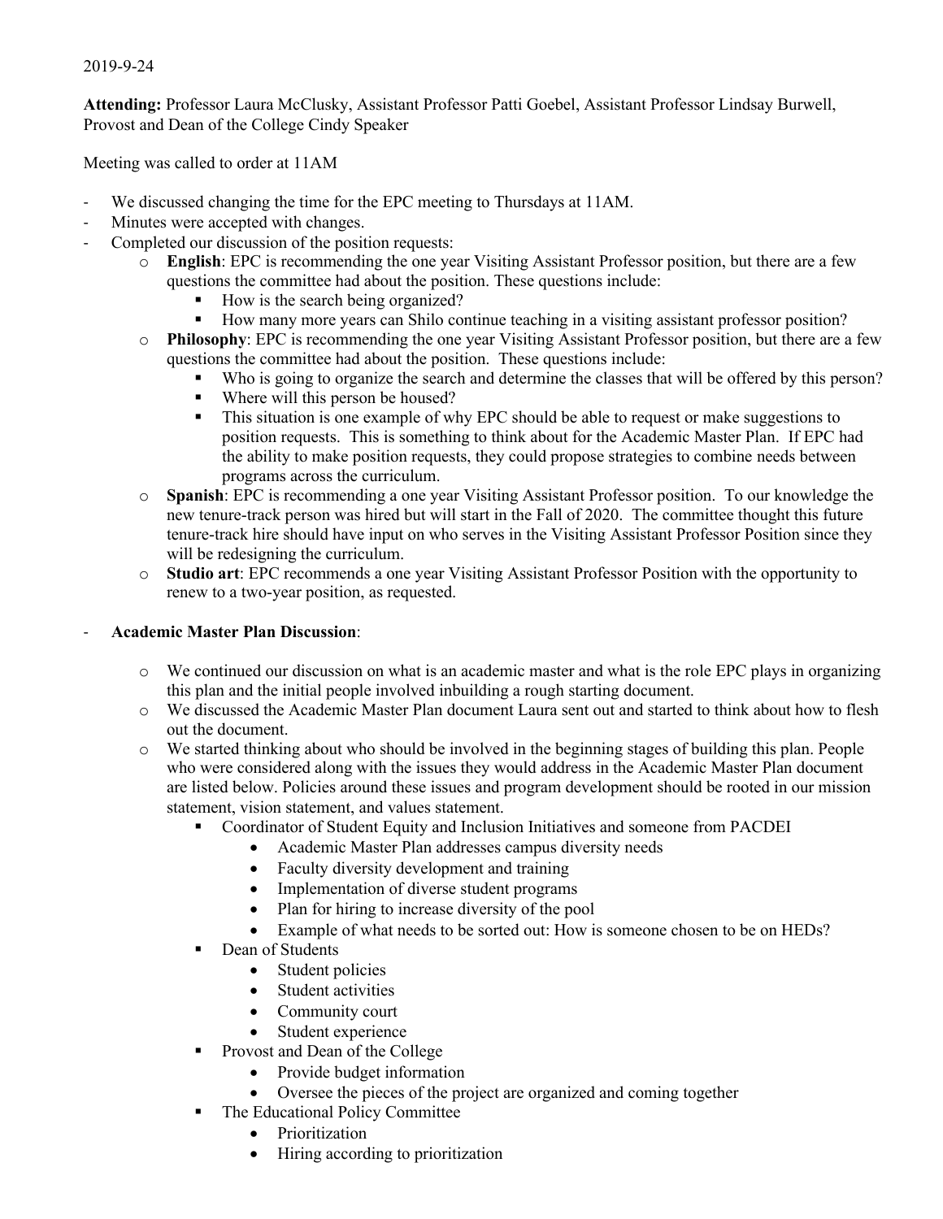2019-9-24

**Attending:** Professor Laura McClusky, Assistant Professor Patti Goebel, Assistant Professor Lindsay Burwell, Provost and Dean of the College Cindy Speaker

Meeting was called to order at 11AM

- We discussed changing the time for the EPC meeting to Thursdays at 11AM.
- Minutes were accepted with changes.
- Completed our discussion of the position requests:
    - **English**: EPC is recommending the one year Visiting Assistant Professor position, but there are a few questions the committee had about the position. These questions include:
        - How is the search being organized?
        - How many more years can Shilo continue teaching in a visiting assistant professor position?
    - **Philosophy**: EPC is recommending the one year Visiting Assistant Professor position, but there are a few questions the committee had about the position. These questions include:
        - Who is going to organize the search and determine the classes that will be offered by this person?
        - Where will this person be housed?
        - This situation is one example of why EPC should be able to request or make suggestions to position requests. This is something to think about for the Academic Master Plan. If EPC had the ability to make position requests, they could propose strategies to combine needs between programs across the curriculum.
    - **Spanish**: EPC is recommending a one year Visiting Assistant Professor position. To our knowledge the new tenure-track person was hired but will start in the Fall of 2020. The committee thought this future tenure-track hire should have input on who serves in the Visiting Assistant Professor Position since they will be redesigning the curriculum.
    - **Studio art**: EPC recommends a one year Visiting Assistant Professor Position with the opportunity to renew to a two-year position, as requested.

- **Academic Master Plan Discussion**:
    - We continued our discussion on what is an academic master and what is the role EPC plays in organizing this plan and the initial people involved inbuilding a rough starting document.
    - We discussed the Academic Master Plan document Laura sent out and started to think about how to flesh out the document.
    - We started thinking about who should be involved in the beginning stages of building this plan. People who were considered along with the issues they would address in the Academic Master Plan document are listed below. Policies around these issues and program development should be rooted in our mission statement, vision statement, and values statement.
        - Coordinator of Student Equity and Inclusion Initiatives and someone from PACDEI
            - Academic Master Plan addresses campus diversity needs
            - Faculty diversity development and training
            - Implementation of diverse student programs
            - Plan for hiring to increase diversity of the pool
            - Example of what needs to be sorted out: How is someone chosen to be on HEDs?
        - Dean of Students
            - Student policies
            - Student activities
            - Community court
            - Student experience
        - Provost and Dean of the College
            - Provide budget information
            - Oversee the pieces of the project are organized and coming together
        - The Educational Policy Committee
            - Prioritization
            - Hiring according to prioritization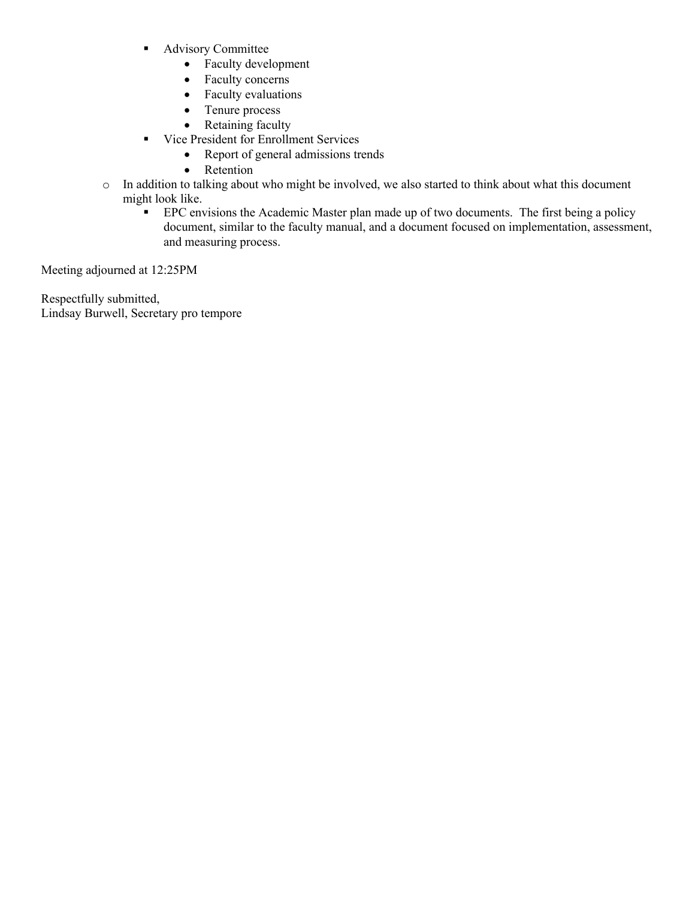- Advisory Committee
  - Faculty development
  - Faculty concerns
  - Faculty evaluations
  - Tenure process
  - Retaining faculty
- Vice President for Enrollment Services
  - Report of general admissions trends
  - Retention

- In addition to talking about who might be involved, we also started to think about what this document might look like.
  - EPC envisions the Academic Master plan made up of two documents. The first being a policy document, similar to the faculty manual, and a document focused on implementation, assessment, and measuring process.

Meeting adjourned at 12:25PM

Respectfully submitted,
Lindsay Burwell, Secretary pro tempore